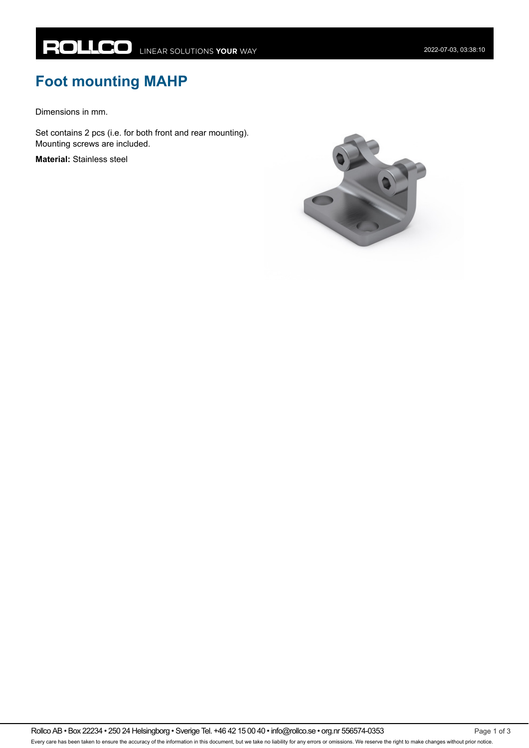# Foot mounting MAHP

Dimensions in mm.

Set contains 2 pcs (i.e. for both front and rear mounting).
Mounting screws are included.

**Material:** Stainless steel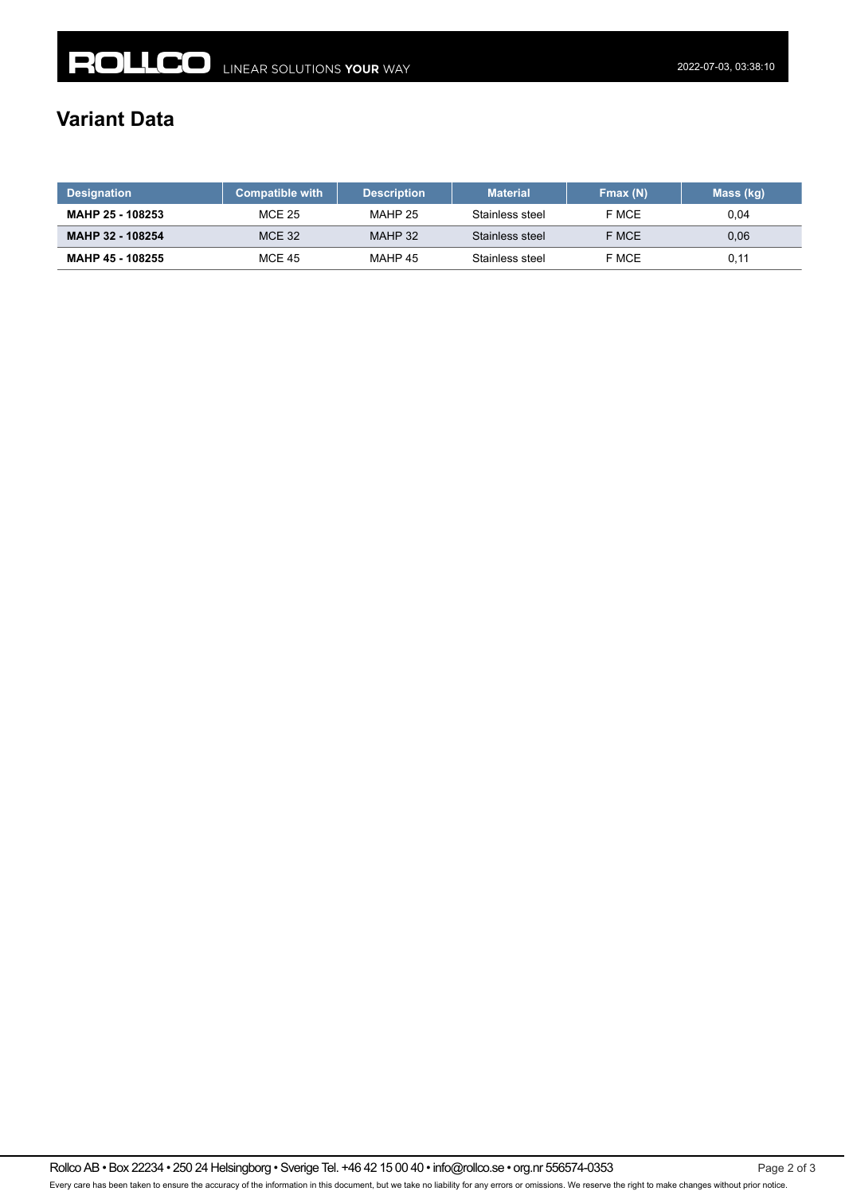## Variant Data

| Designation | Compatible with | Description | Material | Fmax (N) | Mass (kg) |
|---|---|---|---|---|---|
| **MAHP 25 - 108253** | MCE 25 | MAHP 25 | Stainless steel | F MCE | 0,04 |
| **MAHP 32 - 108254** | MCE 32 | MAHP 32 | Stainless steel | F MCE | 0,06 |
| **MAHP 45 - 108255** | MCE 45 | MAHP 45 | Stainless steel | F MCE | 0,11 |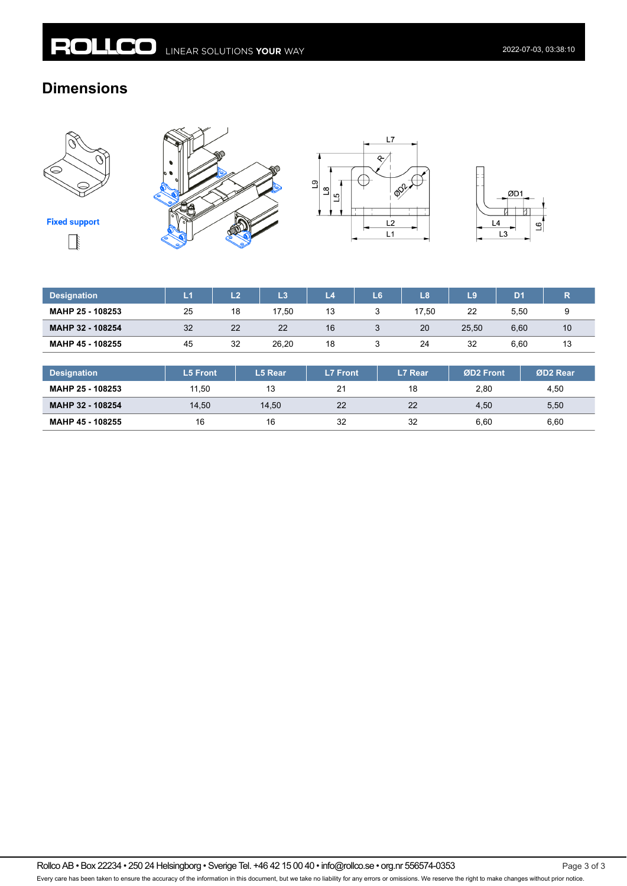## Dimensions

Fixed support

| Designation | L1 | L2 | L3 | L4 | L6 | L8 | L9 | D1 | R |
|---|---|---|---|---|---|---|---|---|---|
| MAHP 25 - 108253 | 25 | 18 | 17,50 | 13 | 3 | 17,50 | 22 | 5,50 | 9 |
| MAHP 32 - 108254 | 32 | 22 | 22 | 16 | 3 | 20 | 25,50 | 6,60 | 10 |
| MAHP 45 - 108255 | 45 | 32 | 26,20 | 18 | 3 | 24 | 32 | 6,60 | 13 |

| Designation | L5 Front | L5 Rear | L7 Front | L7 Rear | ØD2 Front | ØD2 Rear |
|---|---|---|---|---|---|---|
| MAHP 25 - 108253 | 11,50 | 13 | 21 | 18 | 2,80 | 4,50 |
| MAHP 32 - 108254 | 14,50 | 14,50 | 22 | 22 | 4,50 | 5,50 |
| MAHP 45 - 108255 | 16 | 16 | 32 | 32 | 6,60 | 6,60 |